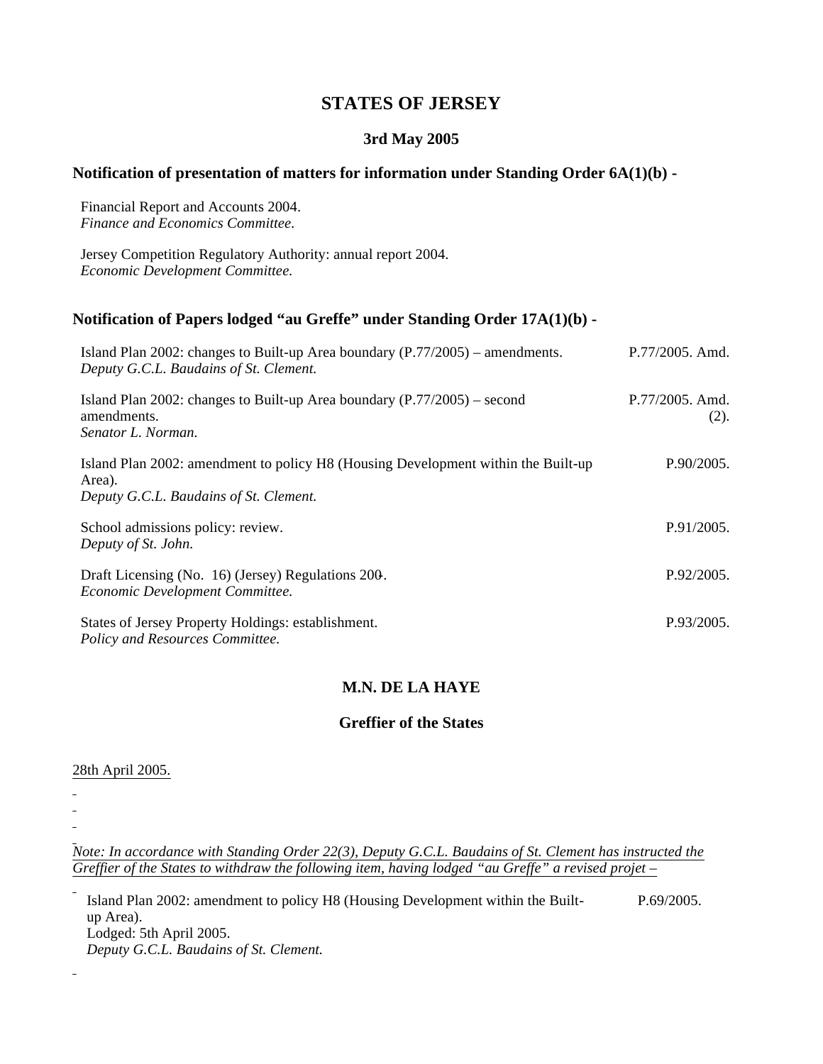# STATES OF JERSEY

**3rd May 2005**

## Notification of presentation of matters for information under Standing Order 6A(1)(b) -

Financial Report and Accounts 2004.
*Finance and Economics Committee.*

Jersey Competition Regulatory Authority: annual report 2004.
*Economic Development Committee.*

## Notification of Papers lodged "au Greffe" under Standing Order 17A(1)(b) -

| | |
|---|---|
| Island Plan 2002: changes to Built-up Area boundary (P.77/2005) – amendments.<br>*Deputy G.C.L. Baudains of St. Clement.* | P.77/2005. Amd. |
| Island Plan 2002: changes to Built-up Area boundary (P.77/2005) – second amendments.<br>*Senator L. Norman.* | P.77/2005. Amd. (2). |
| Island Plan 2002: amendment to policy H8 (Housing Development within the Built-up Area).<br>*Deputy G.C.L. Baudains of St. Clement.* | P.90/2005. |
| School admissions policy: review.<br>*Deputy of St. John.* | P.91/2005. |
| Draft Licensing (No. 16) (Jersey) Regulations 200-.<br>*Economic Development Committee.* | P.92/2005. |
| States of Jersey Property Holdings: establishment.<br>*Policy and Resources Committee.* | P.93/2005. |

**M.N. DE LA HAYE**

**Greffier of the States**

28th April 2005.

*Note: In accordance with Standing Order 22(3), Deputy G.C.L. Baudains of St. Clement has instructed the Greffier of the States to withdraw the following item, having lodged "au Greffe" a revised projet –*

| | |
|---|---|
| Island Plan 2002: amendment to policy H8 (Housing Development within the Built-up Area).<br>Lodged: 5th April 2005.<br>*Deputy G.C.L. Baudains of St. Clement.* | P.69/2005. |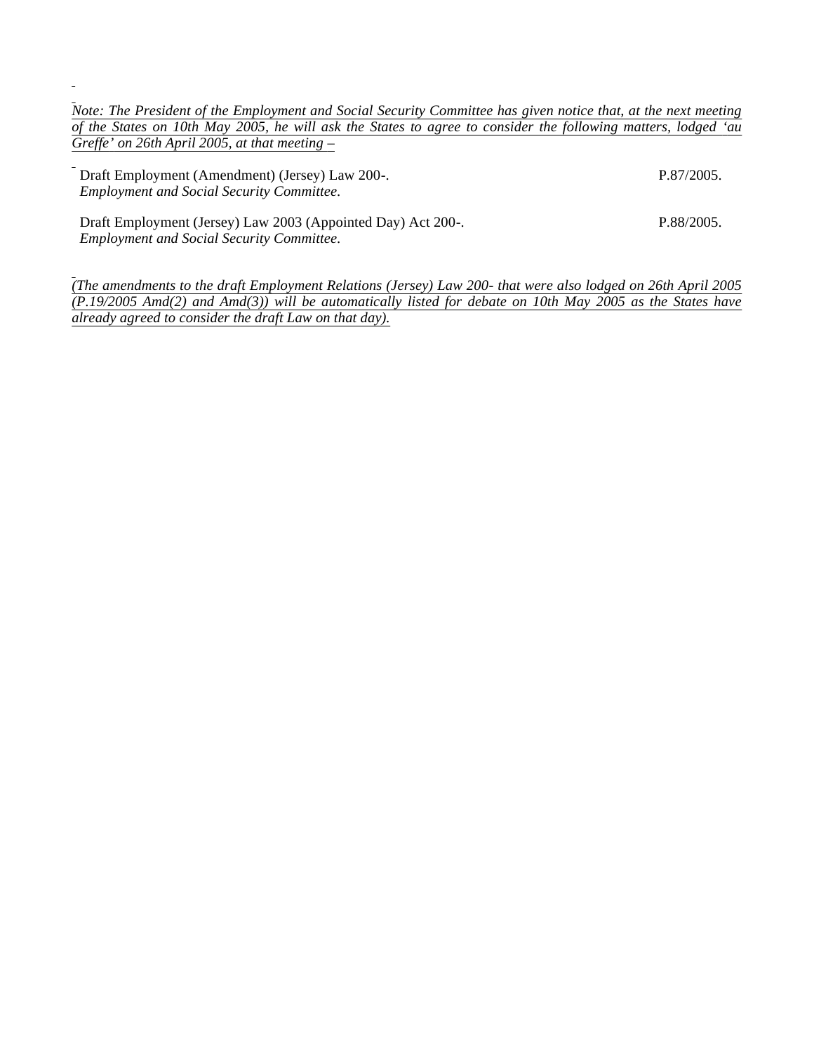*Note: The President of the Employment and Social Security Committee has given notice that, at the next meeting of the States on 10th May 2005, he will ask the States to agree to consider the following matters, lodged 'au Greffe' on 26th April 2005, at that meeting –*

| | |
|---|---|
| Draft Employment (Amendment) (Jersey) Law 200-.<br>*Employment and Social Security Committee.* | P.87/2005. |
| Draft Employment (Jersey) Law 2003 (Appointed Day) Act 200-.<br>*Employment and Social Security Committee.* | P.88/2005. |

*(The amendments to the draft Employment Relations (Jersey) Law 200- that were also lodged on 26th April 2005 (P.19/2005 Amd(2) and Amd(3)) will be automatically listed for debate on 10th May 2005 as the States have already agreed to consider the draft Law on that day).*